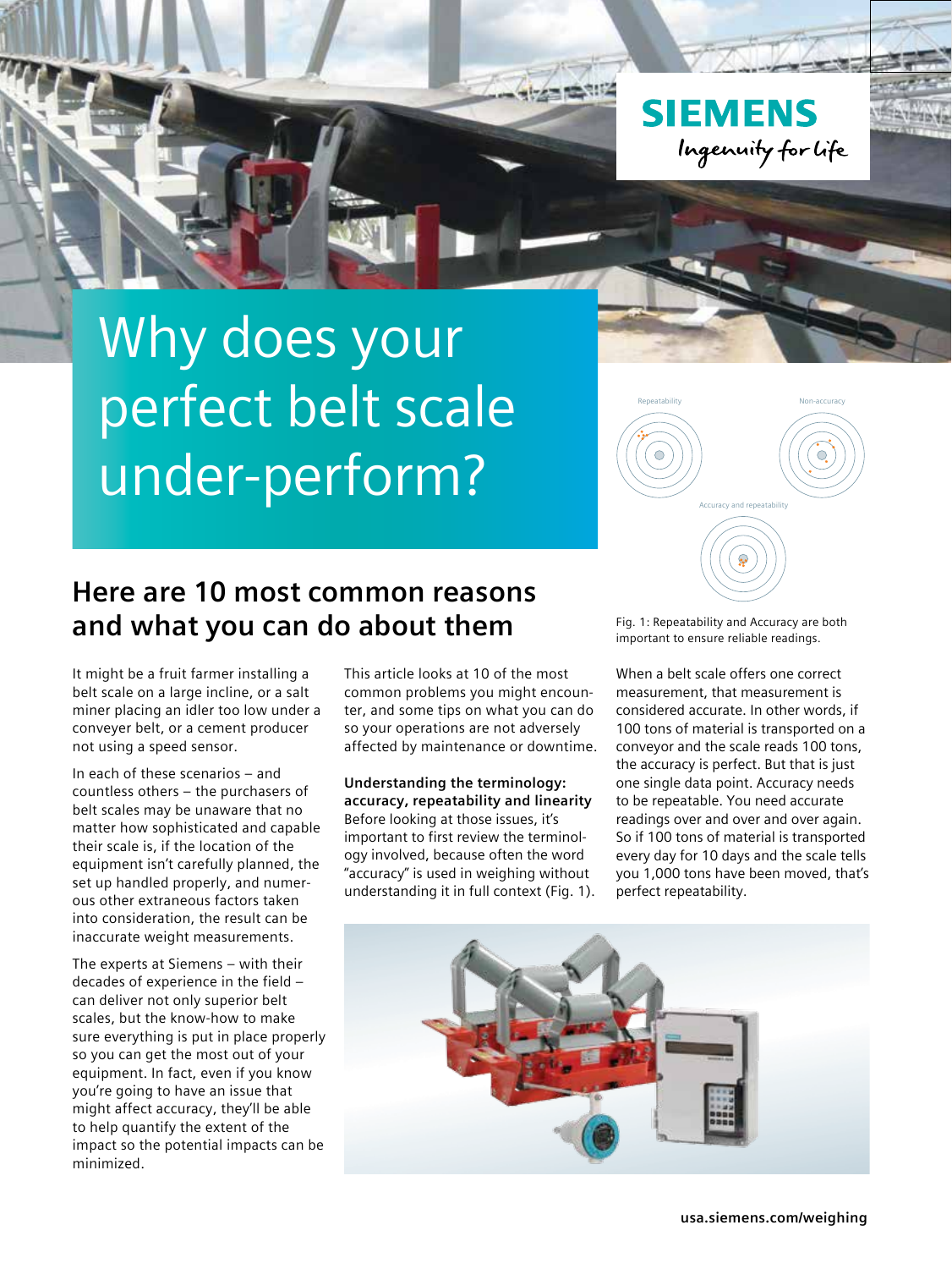SIEMENS
Ingenuity for life

# Why does your perfect belt scale under-perform?

## Here are 10 most common reasons and what you can do about them

It might be a fruit farmer installing a belt scale on a large incline, or a salt miner placing an idler too low under a conveyer belt, or a cement producer not using a speed sensor.

In each of these scenarios – and countless others – the purchasers of belt scales may be unaware that no matter how sophisticated and capable their scale is, if the location of the equipment isn't carefully planned, the set up handled properly, and numerous other extraneous factors taken into consideration, the result can be inaccurate weight measurements.

The experts at Siemens – with their decades of experience in the field – can deliver not only superior belt scales, but the know-how to make sure everything is put in place properly so you can get the most out of your equipment. In fact, even if you know you're going to have an issue that might affect accuracy, they'll be able to help quantify the extent of the impact so the potential impacts can be minimized.

This article looks at 10 of the most common problems you might encounter, and some tips on what you can do so your operations are not adversely affected by maintenance or downtime.

**Understanding the terminology: accuracy, repeatability and linearity**

Before looking at those issues, it's important to first review the terminology involved, because often the word "accuracy" is used in weighing without understanding it in full context (Fig. 1).

Repeatability

Non-accuracy

Accuracy and repeatability

Fig. 1: Repeatability and Accuracy are both important to ensure reliable readings.

When a belt scale offers one correct measurement, that measurement is considered accurate. In other words, if 100 tons of material is transported on a conveyor and the scale reads 100 tons, the accuracy is perfect. But that is just one single data point. Accuracy needs to be repeatable. You need accurate readings over and over and over again. So if 100 tons of material is transported every day for 10 days and the scale tells you 1,000 tons have been moved, that's perfect repeatability.

usa.siemens.com/weighing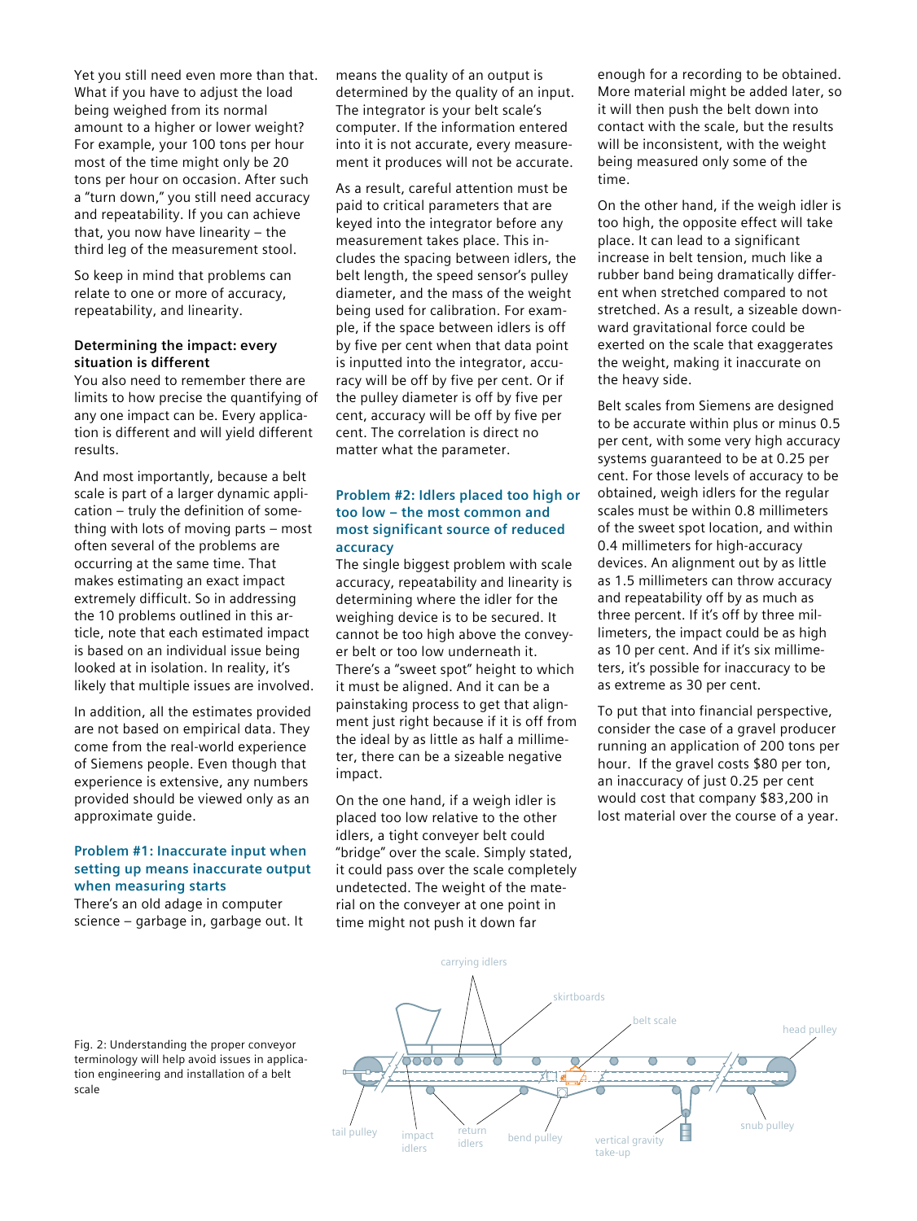Yet you still need even more than that. What if you have to adjust the load being weighed from its normal amount to a higher or lower weight? For example, your 100 tons per hour most of the time might only be 20 tons per hour on occasion. After such a "turn down," you still need accuracy and repeatability. If you can achieve that, you now have linearity – the third leg of the measurement stool.

So keep in mind that problems can relate to one or more of accuracy, repeatability, and linearity.

**Determining the impact: every situation is different**

You also need to remember there are limits to how precise the quantifying of any one impact can be. Every application is different and will yield different results.

And most importantly, because a belt scale is part of a larger dynamic application – truly the definition of something with lots of moving parts – most often several of the problems are occurring at the same time. That makes estimating an exact impact extremely difficult. So in addressing the 10 problems outlined in this article, note that each estimated impact is based on an individual issue being looked at in isolation. In reality, it's likely that multiple issues are involved.

In addition, all the estimates provided are not based on empirical data. They come from the real-world experience of Siemens people. Even though that experience is extensive, any numbers provided should be viewed only as an approximate guide.

## Problem #1: Inaccurate input when setting up means inaccurate output when measuring starts

There's an old adage in computer science – garbage in, garbage out. It means the quality of an output is determined by the quality of an input. The integrator is your belt scale's computer. If the information entered into it is not accurate, every measurement it produces will not be accurate.

As a result, careful attention must be paid to critical parameters that are keyed into the integrator before any measurement takes place. This includes the spacing between idlers, the belt length, the speed sensor's pulley diameter, and the mass of the weight being used for calibration. For example, if the space between idlers is off by five per cent when that data point is inputted into the integrator, accuracy will be off by five per cent. Or if the pulley diameter is off by five per cent, accuracy will be off by five per cent. The correlation is direct no matter what the parameter.

## Problem #2: Idlers placed too high or too low – the most common and most significant source of reduced accuracy

The single biggest problem with scale accuracy, repeatability and linearity is determining where the idler for the weighing device is to be secured. It cannot be too high above the conveyer belt or too low underneath it. There's a "sweet spot" height to which it must be aligned. And it can be a painstaking process to get that alignment just right because if it is off from the ideal by as little as half a millimeter, there can be a sizeable negative impact.

On the one hand, if a weigh idler is placed too low relative to the other idlers, a tight conveyer belt could "bridge" over the scale. Simply stated, it could pass over the scale completely undetected. The weight of the material on the conveyer at one point in time might not push it down far enough for a recording to be obtained. More material might be added later, so it will then push the belt down into contact with the scale, but the results will be inconsistent, with the weight being measured only some of the time.

On the other hand, if the weigh idler is too high, the opposite effect will take place. It can lead to a significant increase in belt tension, much like a rubber band being dramatically different when stretched compared to not stretched. As a result, a sizeable downward gravitational force could be exerted on the scale that exaggerates the weight, making it inaccurate on the heavy side.

Belt scales from Siemens are designed to be accurate within plus or minus 0.5 per cent, with some very high accuracy systems guaranteed to be at 0.25 per cent. For those levels of accuracy to be obtained, weigh idlers for the regular scales must be within 0.8 millimeters of the sweet spot location, and within 0.4 millimeters for high-accuracy devices. An alignment out by as little as 1.5 millimeters can throw accuracy and repeatability off by as much as three percent. If it's off by three millimeters, the impact could be as high as 10 per cent. And if it's six millimeters, it's possible for inaccuracy to be as extreme as 30 per cent.

To put that into financial perspective, consider the case of a gravel producer running an application of 200 tons per hour. If the gravel costs $80 per ton, an inaccuracy of just 0.25 per cent would cost that company $83,200 in lost material over the course of a year.

Fig. 2: Understanding the proper conveyor terminology will help avoid issues in application engineering and installation of a belt scale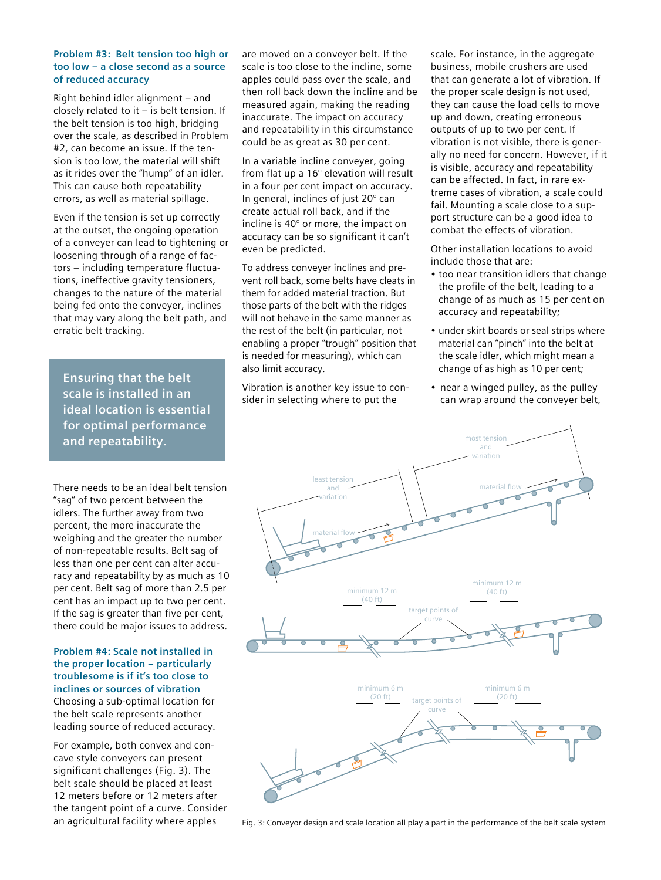### Problem #3: Belt tension too high or too low – a close second as a source of reduced accuracy

Right behind idler alignment – and closely related to it – is belt tension. If the belt tension is too high, bridging over the scale, as described in Problem #2, can become an issue. If the tension is too low, the material will shift as it rides over the "hump" of an idler. This can cause both repeatability errors, as well as material spillage.

Even if the tension is set up correctly at the outset, the ongoing operation of a conveyer can lead to tightening or loosening through of a range of factors – including temperature fluctuations, ineffective gravity tensioners, changes to the nature of the material being fed onto the conveyer, inclines that may vary along the belt path, and erratic belt tracking.

**Ensuring that the belt scale is installed in an ideal location is essential for optimal performance and repeatability.**

There needs to be an ideal belt tension "sag" of two percent between the idlers. The further away from two percent, the more inaccurate the weighing and the greater the number of non-repeatable results. Belt sag of less than one per cent can alter accuracy and repeatability by as much as 10 per cent. Belt sag of more than 2.5 per cent has an impact up to two per cent. If the sag is greater than five per cent, there could be major issues to address.

### Problem #4: Scale not installed in the proper location – particularly troublesome is if it's too close to inclines or sources of vibration

Choosing a sub-optimal location for the belt scale represents another leading source of reduced accuracy.

For example, both convex and concave style conveyers can present significant challenges (Fig. 3). The belt scale should be placed at least 12 meters before or 12 meters after the tangent point of a curve. Consider an agricultural facility where apples are moved on a conveyer belt. If the scale is too close to the incline, some apples could pass over the scale, and then roll back down the incline and be measured again, making the reading inaccurate. The impact on accuracy and repeatability in this circumstance could be as great as 30 per cent.

In a variable incline conveyer, going from flat up a 16° elevation will result in a four per cent impact on accuracy. In general, inclines of just 20° can create actual roll back, and if the incline is 40° or more, the impact on accuracy can be so significant it can't even be predicted.

To address conveyer inclines and prevent roll back, some belts have cleats in them for added material traction. But those parts of the belt with the ridges will not behave in the same manner as the rest of the belt (in particular, not enabling a proper "trough" position that is needed for measuring), which can also limit accuracy.

Vibration is another key issue to consider in selecting where to put the scale. For instance, in the aggregate business, mobile crushers are used that can generate a lot of vibration. If the proper scale design is not used, they can cause the load cells to move up and down, creating erroneous outputs of up to two per cent. If vibration is not visible, there is generally no need for concern. However, if it is visible, accuracy and repeatability can be affected. In fact, in rare extreme cases of vibration, a scale could fail. Mounting a scale close to a support structure can be a good idea to combat the effects of vibration.

Other installation locations to avoid include those that are:

- too near transition idlers that change the profile of the belt, leading to a change of as much as 15 per cent on accuracy and repeatability;
- under skirt boards or seal strips where material can "pinch" into the belt at the scale idler, which might mean a change of as high as 10 per cent;
- near a winged pulley, as the pulley can wrap around the conveyer belt,

Fig. 3: Conveyor design and scale location all play a part in the performance of the belt scale system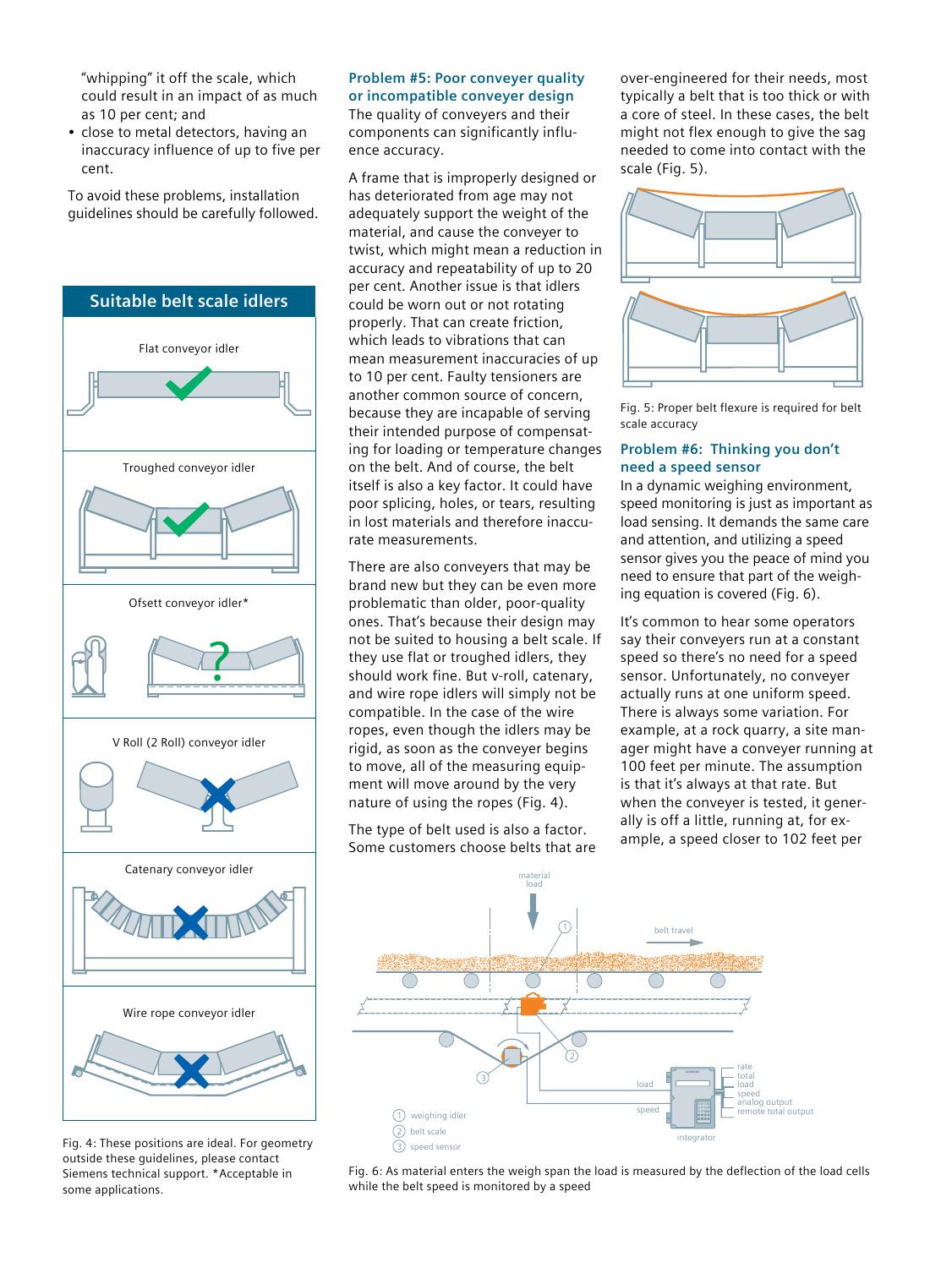"whipping" it off the scale, which could result in an impact of as much as 10 per cent; and

- close to metal detectors, having an inaccuracy influence of up to five per cent.

To avoid these problems, installation guidelines should be carefully followed.

**Suitable belt scale idlers**

Flat conveyor idler

Troughed conveyor idler

Ofsett conveyor idler*

V Roll (2 Roll) conveyor idler

Catenary conveyor idler

Wire rope conveyor idler

Fig. 4: These positions are ideal. For geometry outside these guidelines, please contact Siemens technical support. *Acceptable in some applications.

### Problem #5: Poor conveyor quality or incompatible conveyor design

The quality of conveyors and their components can significantly influence accuracy.

A frame that is improperly designed or has deteriorated from age may not adequately support the weight of the material, and cause the conveyor to twist, which might mean a reduction in accuracy and repeatability of up to 20 per cent. Another issue is that idlers could be worn out or not rotating properly. That can create friction, which leads to vibrations that can mean measurement inaccuracies of up to 10 per cent. Faulty tensioners are another common source of concern, because they are incapable of serving their intended purpose of compensating for loading or temperature changes on the belt. And of course, the belt itself is also a key factor. It could have poor splicing, holes, or tears, resulting in lost materials and therefore inaccurate measurements.

There are also conveyers that may be brand new but they can be even more problematic than older, poor-quality ones. That's because their design may not be suited to housing a belt scale. If they use flat or troughed idlers, they should work fine. But v-roll, catenary, and wire rope idlers will simply not be compatible. In the case of the wire ropes, even though the idlers may be rigid, as soon as the conveyer begins to move, all of the measuring equipment will move around by the very nature of using the ropes (Fig. 4).

The type of belt used is also a factor. Some customers choose belts that are over-engineered for their needs, most typically a belt that is too thick or with a core of steel. In these cases, the belt might not flex enough to give the sag needed to come into contact with the scale (Fig. 5).

Fig. 5: Proper belt flexure is required for belt scale accuracy

### Problem #6: Thinking you don't need a speed sensor

In a dynamic weighing environment, speed monitoring is just as important as load sensing. It demands the same care and attention, and utilizing a speed sensor gives you the peace of mind you need to ensure that part of the weighing equation is covered (Fig. 6).

It's common to hear some operators say their conveyers run at a constant speed so there's no need for a speed sensor. Unfortunately, no conveyer actually runs at one uniform speed. There is always some variation. For example, at a rock quarry, a site manager might have a conveyer running at 100 feet per minute. The assumption is that it's always at that rate. But when the conveyer is tested, it generally is off a little, running at, for example, a speed closer to 102 feet per

Fig. 6: As material enters the weigh span the load is measured by the deflection of the load cells while the belt speed is monitored by a speed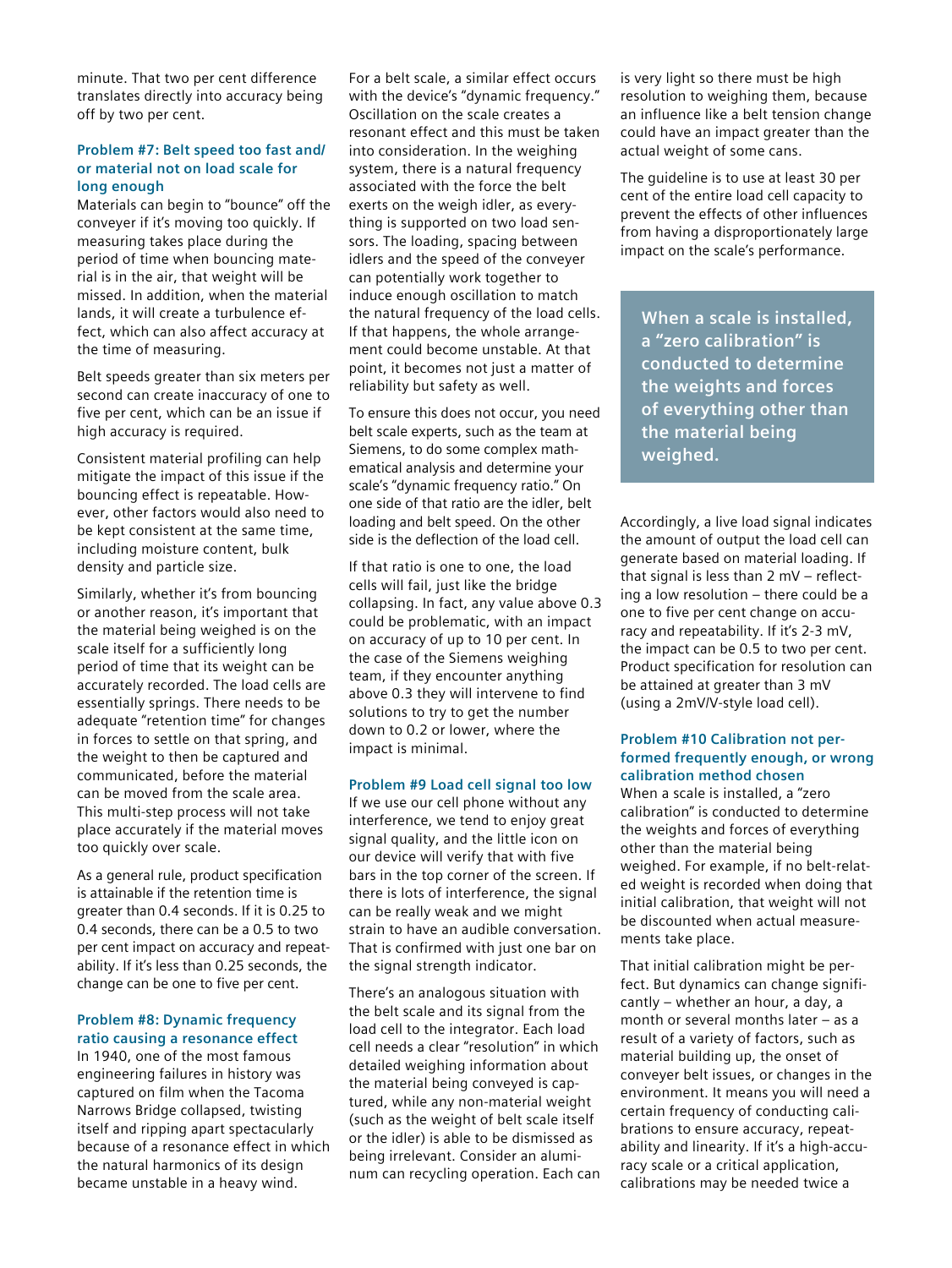minute. That two per cent difference translates directly into accuracy being off by two per cent.

### Problem #7: Belt speed too fast and/or material not on load scale for long enough

Materials can begin to "bounce" off the conveyer if it's moving too quickly. If measuring takes place during the period of time when bouncing material is in the air, that weight will be missed. In addition, when the material lands, it will create a turbulence effect, which can also affect accuracy at the time of measuring.

Belt speeds greater than six meters per second can create inaccuracy of one to five per cent, which can be an issue if high accuracy is required.

Consistent material profiling can help mitigate the impact of this issue if the bouncing effect is repeatable. However, other factors would also need to be kept consistent at the same time, including moisture content, bulk density and particle size.

Similarly, whether it's from bouncing or another reason, it's important that the material being weighed is on the scale itself for a sufficiently long period of time that its weight can be accurately recorded. The load cells are essentially springs. There needs to be adequate "retention time" for changes in forces to settle on that spring, and the weight to then be captured and communicated, before the material can be moved from the scale area. This multi-step process will not take place accurately if the material moves too quickly over scale.

As a general rule, product specification is attainable if the retention time is greater than 0.4 seconds. If it is 0.25 to 0.4 seconds, there can be a 0.5 to two per cent impact on accuracy and repeatability. If it's less than 0.25 seconds, the change can be one to five per cent.

### Problem #8: Dynamic frequency ratio causing a resonance effect

In 1940, one of the most famous engineering failures in history was captured on film when the Tacoma Narrows Bridge collapsed, twisting itself and ripping apart spectacularly because of a resonance effect in which the natural harmonics of its design became unstable in a heavy wind.

For a belt scale, a similar effect occurs with the device's "dynamic frequency." Oscillation on the scale creates a resonant effect and this must be taken into consideration. In the weighing system, there is a natural frequency associated with the force the belt exerts on the weigh idler, as everything is supported on two load sensors. The loading, spacing between idlers and the speed of the conveyer can potentially work together to induce enough oscillation to match the natural frequency of the load cells. If that happens, the whole arrangement could become unstable. At that point, it becomes not just a matter of reliability but safety as well.

To ensure this does not occur, you need belt scale experts, such as the team at Siemens, to do some complex mathematical analysis and determine your scale's "dynamic frequency ratio." On one side of that ratio are the idler, belt loading and belt speed. On the other side is the deflection of the load cell.

If that ratio is one to one, the load cells will fail, just like the bridge collapsing. In fact, any value above 0.3 could be problematic, with an impact on accuracy of up to 10 per cent. In the case of the Siemens weighing team, if they encounter anything above 0.3 they will intervene to find solutions to try to get the number down to 0.2 or lower, where the impact is minimal.

### Problem #9 Load cell signal too low

If we use our cell phone without any interference, we tend to enjoy great signal quality, and the little icon on our device will verify that with five bars in the top corner of the screen. If there is lots of interference, the signal can be really weak and we might strain to have an audible conversation. That is confirmed with just one bar on the signal strength indicator.

There's an analogous situation with the belt scale and its signal from the load cell to the integrator. Each load cell needs a clear "resolution" in which detailed weighing information about the material being conveyed is captured, while any non-material weight (such as the weight of belt scale itself or the idler) is able to be dismissed as being irrelevant. Consider an aluminum can recycling operation. Each can is very light so there must be high resolution to weighing them, because an influence like a belt tension change could have an impact greater than the actual weight of some cans.

The guideline is to use at least 30 per cent of the entire load cell capacity to prevent the effects of other influences from having a disproportionately large impact on the scale's performance.

> **When a scale is installed, a "zero calibration" is conducted to determine the weights and forces of everything other than the material being weighed.**

Accordingly, a live load signal indicates the amount of output the load cell can generate based on material loading. If that signal is less than 2 mV – reflecting a low resolution – there could be a one to five per cent change on accuracy and repeatability. If it's 2-3 mV, the impact can be 0.5 to two per cent. Product specification for resolution can be attained at greater than 3 mV (using a 2mV/V-style load cell).

### Problem #10 Calibration not performed frequently enough, or wrong calibration method chosen

When a scale is installed, a "zero calibration" is conducted to determine the weights and forces of everything other than the material being weighed. For example, if no belt-related weight is recorded when doing that initial calibration, that weight will not be discounted when actual measurements take place.

That initial calibration might be perfect. But dynamics can change significantly – whether an hour, a day, a month or several months later – as a result of a variety of factors, such as material building up, the onset of conveyer belt issues, or changes in the environment. It means you will need a certain frequency of conducting calibrations to ensure accuracy, repeatability and linearity. If it's a high-accuracy scale or a critical application, calibrations may be needed twice a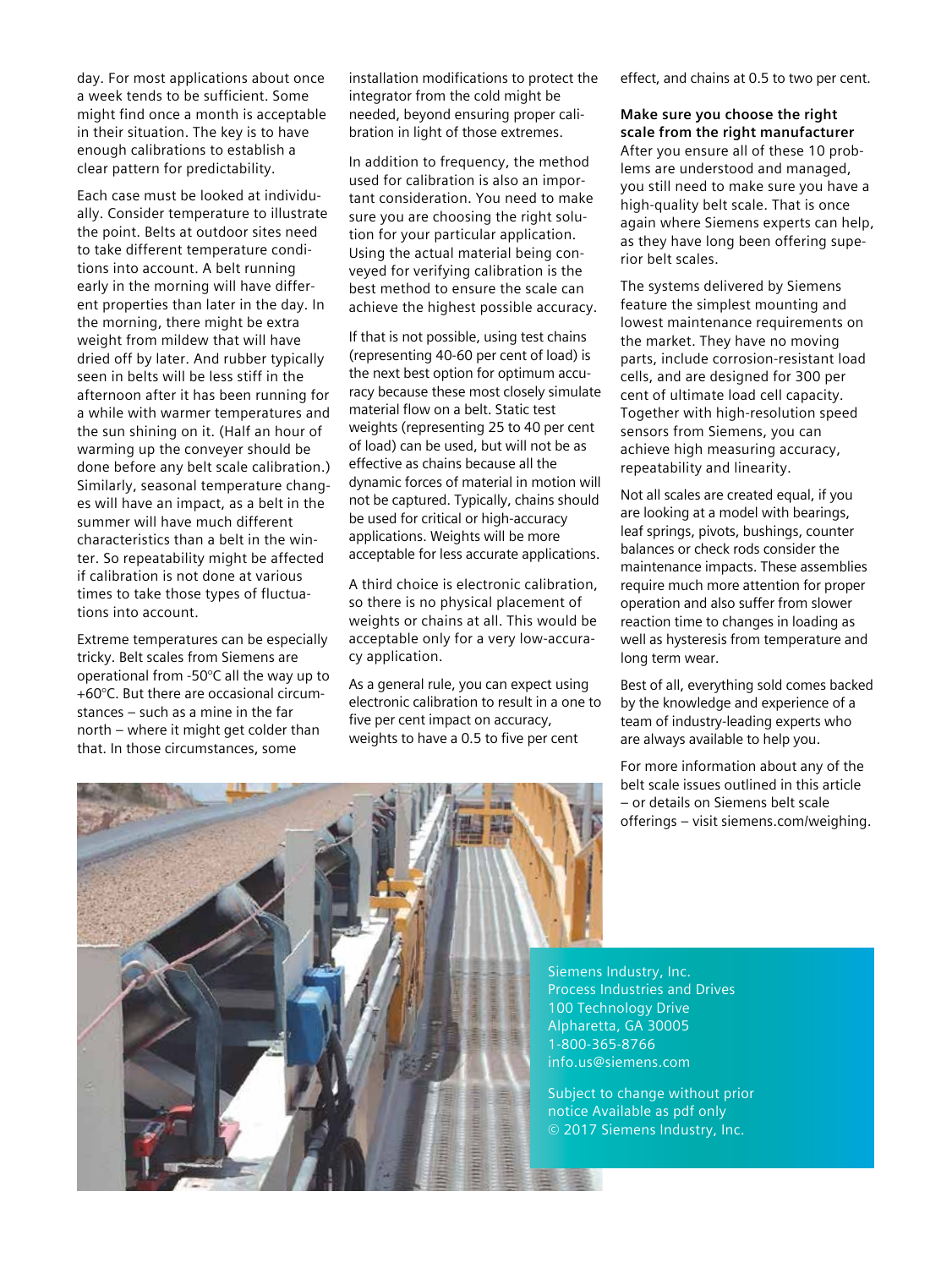day. For most applications about once a week tends to be sufficient. Some might find once a month is acceptable in their situation. The key is to have enough calibrations to establish a clear pattern for predictability.

Each case must be looked at individually. Consider temperature to illustrate the point. Belts at outdoor sites need to take different temperature conditions into account. A belt running early in the morning will have different properties than later in the day. In the morning, there might be extra weight from mildew that will have dried off by later. And rubber typically seen in belts will be less stiff in the afternoon after it has been running for a while with warmer temperatures and the sun shining on it. (Half an hour of warming up the conveyer should be done before any belt scale calibration.) Similarly, seasonal temperature changes will have an impact, as a belt in the summer will have much different characteristics than a belt in the winter. So repeatability might be affected if calibration is not done at various times to take those types of fluctuations into account.

Extreme temperatures can be especially tricky. Belt scales from Siemens are operational from -50°C all the way up to +60°C. But there are occasional circumstances – such as a mine in the far north – where it might get colder than that. In those circumstances, some installation modifications to protect the integrator from the cold might be needed, beyond ensuring proper calibration in light of those extremes.

In addition to frequency, the method used for calibration is also an important consideration. You need to make sure you are choosing the right solution for your particular application. Using the actual material being conveyed for verifying calibration is the best method to ensure the scale can achieve the highest possible accuracy.

If that is not possible, using test chains (representing 40-60 per cent of load) is the next best option for optimum accuracy because these most closely simulate material flow on a belt. Static test weights (representing 25 to 40 per cent of load) can be used, but will not be as effective as chains because all the dynamic forces of material in motion will not be captured. Typically, chains should be used for critical or high-accuracy applications. Weights will be more acceptable for less accurate applications.

A third choice is electronic calibration, so there is no physical placement of weights or chains at all. This would be acceptable only for a very low-accuracy application.

As a general rule, you can expect using electronic calibration to result in a one to five per cent impact on accuracy, weights to have a 0.5 to five per cent effect, and chains at 0.5 to two per cent.

**Make sure you choose the right scale from the right manufacturer**

After you ensure all of these 10 problems are understood and managed, you still need to make sure you have a high-quality belt scale. That is once again where Siemens experts can help, as they have long been offering superior belt scales.

The systems delivered by Siemens feature the simplest mounting and lowest maintenance requirements on the market. They have no moving parts, include corrosion-resistant load cells, and are designed for 300 per cent of ultimate load cell capacity. Together with high-resolution speed sensors from Siemens, you can achieve high measuring accuracy, repeatability and linearity.

Not all scales are created equal, if you are looking at a model with bearings, leaf springs, pivots, bushings, counter balances or check rods consider the maintenance impacts. These assemblies require much more attention for proper operation and also suffer from slower reaction time to changes in loading as well as hysteresis from temperature and long term wear.

Best of all, everything sold comes backed by the knowledge and experience of a team of industry-leading experts who are always available to help you.

For more information about any of the belt scale issues outlined in this article – or details on Siemens belt scale offerings – visit siemens.com/weighing.

Siemens Industry, Inc.
Process Industries and Drives
100 Technology Drive
Alpharetta, GA 30005
1-800-365-8766
info.us@siemens.com

Subject to change without prior notice Available as pdf only
© 2017 Siemens Industry, Inc.